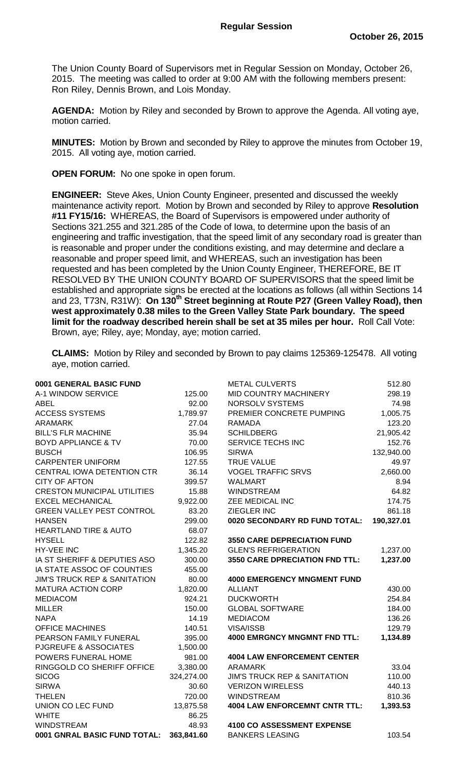**Regular Session**

**October 26, 2015**

The Union County Board of Supervisors met in Regular Session on Monday, October 26, 2015. The meeting was called to order at 9:00 AM with the following members present: Ron Riley, Dennis Brown, and Lois Monday.

**AGENDA:** Motion by Riley and seconded by Brown to approve the Agenda. All voting aye, motion carried.

**MINUTES:** Motion by Brown and seconded by Riley to approve the minutes from October 19, 2015. All voting aye, motion carried.

**OPEN FORUM:** No one spoke in open forum.

**ENGINEER:** Steve Akes, Union County Engineer, presented and discussed the weekly maintenance activity report. Motion by Brown and seconded by Riley to approve **Resolution #11 FY15/16:** WHEREAS, the Board of Supervisors is empowered under authority of Sections 321.255 and 321.285 of the Code of Iowa, to determine upon the basis of an engineering and traffic investigation, that the speed limit of any secondary road is greater than is reasonable and proper under the conditions existing, and may determine and declare a reasonable and proper speed limit, and WHEREAS, such an investigation has been requested and has been completed by the Union County Engineer, THEREFORE, BE IT RESOLVED BY THE UNION COUNTY BOARD OF SUPERVISORS that the speed limit be established and appropriate signs be erected at the locations as follows (all within Sections 14 and 23, T73N, R31W): **On 130th Street beginning at Route P27 (Green Valley Road), then west approximately 0.38 miles to the Green Valley State Park boundary. The speed limit for the roadway described herein shall be set at 35 miles per hour.** Roll Call Vote: Brown, aye; Riley, aye; Monday, aye; motion carried.

**CLAIMS:** Motion by Riley and seconded by Brown to pay claims 125369-125478. All voting aye, motion carried.

| **0001 GENERAL BASIC FUND** | |
|---|---|
| A-1 WINDOW SERVICE | 125.00 |
| ABEL | 92.00 |
| ACCESS SYSTEMS | 1,789.97 |
| ARAMARK | 27.04 |
| BILL'S FLR MACHINE | 35.94 |
| BOYD APPLIANCE & TV | 70.00 |
| BUSCH | 106.95 |
| CARPENTER UNIFORM | 127.55 |
| CENTRAL IOWA DETENTION CTR | 36.14 |
| CITY OF AFTON | 399.57 |
| CRESTON MUNICIPAL UTILITIES | 15.88 |
| EXCEL MECHANICAL | 9,922.00 |
| GREEN VALLEY PEST CONTROL | 83.20 |
| HANSEN | 299.00 |
| HEARTLAND TIRE & AUTO | 68.07 |
| HYSELL | 122.82 |
| HY-VEE INC | 1,345.20 |
| IA ST SHERIFF & DEPUTIES ASO | 300.00 |
| IA STATE ASSOC OF COUNTIES | 455.00 |
| JIM'S TRUCK REP & SANITATION | 80.00 |
| MATURA ACTION CORP | 1,820.00 |
| MEDIACOM | 924.21 |
| MILLER | 150.00 |
| NAPA | 14.19 |
| OFFICE MACHINES | 140.51 |
| PEARSON FAMILY FUNERAL | 395.00 |
| PJGREUFE & ASSOCIATES | 1,500.00 |
| POWERS FUNERAL HOME | 981.00 |
| RINGGOLD CO SHERIFF OFFICE | 3,380.00 |
| SICOG | 324,274.00 |
| SIRWA | 30.60 |
| THELEN | 720.00 |
| UNION CO LEC FUND | 13,875.58 |
| WHITE | 86.25 |
| WINDSTREAM | 48.93 |
| **0001 GNRAL BASIC FUND TOTAL:** | **363,841.60** |
| METAL CULVERTS | 512.80 |
| MID COUNTRY MACHINERY | 298.19 |
| NORSOLV SYSTEMS | 74.98 |
| PREMIER CONCRETE PUMPING | 1,005.75 |
| RAMADA | 123.20 |
| SCHILDBERG | 21,905.42 |
| SERVICE TECHS INC | 152.76 |
| SIRWA | 132,940.00 |
| TRUE VALUE | 49.97 |
| VOGEL TRAFFIC SRVS | 2,660.00 |
| WALMART | 8.94 |
| WINDSTREAM | 64.82 |
| ZEE MEDICAL INC | 174.75 |
| ZIEGLER INC | 861.18 |
| **0020 SECONDARY RD FUND TOTAL:** | **190,327.01** |
| | |
| **3550 CARE DEPRECIATION FUND** | |
| GLEN'S REFRIGERATION | 1,237.00 |
| **3550 CARE DPRECIATION FND TTL:** | **1,237.00** |
| | |
| **4000 EMERGENCY MNGMENT FUND** | |
| ALLIANT | 430.00 |
| DUCKWORTH | 254.84 |
| GLOBAL SOFTWARE | 184.00 |
| MEDIACOM | 136.26 |
| VISA/ISSB | 129.79 |
| **4000 EMRGNCY MNGMNT FND TTL:** | **1,134.89** |
| | |
| **4004 LAW ENFORCEMENT CENTER** | |
| ARAMARK | 33.04 |
| JIM'S TRUCK REP & SANITATION | 110.00 |
| VERIZON WIRELESS | 440.13 |
| WINDSTREAM | 810.36 |
| **4004 LAW ENFORCEMNT CNTR TTL:** | **1,393.53** |
| | |
| **4100 CO ASSESSMENT EXPENSE** | |
| BANKERS LEASING | 103.54 |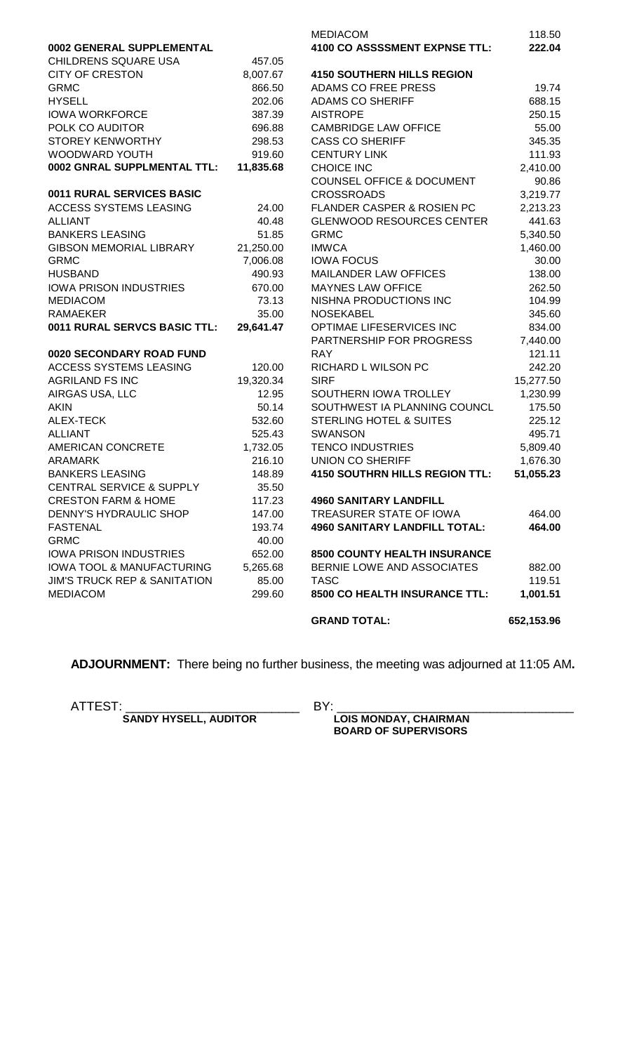| | |
|---|---|
| **0002 GENERAL SUPPLEMENTAL** | |
| CHILDRENS SQUARE USA | 457.05 |
| CITY OF CRESTON | 8,007.67 |
| GRMC | 866.50 |
| HYSELL | 202.06 |
| IOWA WORKFORCE | 387.39 |
| POLK CO AUDITOR | 696.88 |
| STOREY KENWORTHY | 298.53 |
| WOODWARD YOUTH | 919.60 |
| **0002 GNRAL SUPPLMENTAL TTL:** | **11,835.68** |
| | |
| **0011 RURAL SERVICES BASIC** | |
| ACCESS SYSTEMS LEASING | 24.00 |
| ALLIANT | 40.48 |
| BANKERS LEASING | 51.85 |
| GIBSON MEMORIAL LIBRARY | 21,250.00 |
| GRMC | 7,006.08 |
| HUSBAND | 490.93 |
| IOWA PRISON INDUSTRIES | 670.00 |
| MEDIACOM | 73.13 |
| RAMAEKER | 35.00 |
| **0011 RURAL SERVCS BASIC TTL:** | **29,641.47** |
| | |
| **0020 SECONDARY ROAD FUND** | |
| ACCESS SYSTEMS LEASING | 120.00 |
| AGRILAND FS INC | 19,320.34 |
| AIRGAS USA, LLC | 12.95 |
| AKIN | 50.14 |
| ALEX-TECK | 532.60 |
| ALLIANT | 525.43 |
| AMERICAN CONCRETE | 1,732.05 |
| ARAMARK | 216.10 |
| BANKERS LEASING | 148.89 |
| CENTRAL SERVICE & SUPPLY | 35.50 |
| CRESTON FARM & HOME | 117.23 |
| DENNY'S HYDRAULIC SHOP | 147.00 |
| FASTENAL | 193.74 |
| GRMC | 40.00 |
| IOWA PRISON INDUSTRIES | 652.00 |
| IOWA TOOL & MANUFACTURING | 5,265.68 |
| JIM'S TRUCK REP & SANITATION | 85.00 |
| MEDIACOM | 299.60 |
| MEDIACOM | 118.50 |
| **4100 CO ASSSSMENT EXPNSE TTL:** | **222.04** |
| | |
| **4150 SOUTHERN HILLS REGION** | |
| ADAMS CO FREE PRESS | 19.74 |
| ADAMS CO SHERIFF | 688.15 |
| AISTROPE | 250.15 |
| CAMBRIDGE LAW OFFICE | 55.00 |
| CASS CO SHERIFF | 345.35 |
| CENTURY LINK | 111.93 |
| CHOICE INC | 2,410.00 |
| COUNSEL OFFICE & DOCUMENT | 90.86 |
| CROSSROADS | 3,219.77 |
| FLANDER CASPER & ROSIEN PC | 2,213.23 |
| GLENWOOD RESOURCES CENTER | 441.63 |
| GRMC | 5,340.50 |
| IMWCA | 1,460.00 |
| IOWA FOCUS | 30.00 |
| MAILANDER LAW OFFICES | 138.00 |
| MAYNES LAW OFFICE | 262.50 |
| NISHNA PRODUCTIONS INC | 104.99 |
| NOSEKABEL | 345.60 |
| OPTIMAE LIFESERVICES INC | 834.00 |
| PARTNERSHIP FOR PROGRESS | 7,440.00 |
| RAY | 121.11 |
| RICHARD L WILSON PC | 242.20 |
| SIRF | 15,277.50 |
| SOUTHERN IOWA TROLLEY | 1,230.99 |
| SOUTHWEST IA PLANNING COUNCL | 175.50 |
| STERLING HOTEL & SUITES | 225.12 |
| SWANSON | 495.71 |
| TENCO INDUSTRIES | 5,809.40 |
| UNION CO SHERIFF | 1,676.30 |
| **4150 SOUTHRN HILLS REGION TTL:** | **51,055.23** |
| | |
| **4960 SANITARY LANDFILL** | |
| TREASURER STATE OF IOWA | 464.00 |
| **4960 SANITARY LANDFILL TOTAL:** | **464.00** |
| | |
| **8500 COUNTY HEALTH INSURANCE** | |
| BERNIE LOWE AND ASSOCIATES | 882.00 |
| TASC | 119.51 |
| **8500 CO HEALTH INSURANCE TTL:** | **1,001.51** |
| | |
| **GRAND TOTAL:** | **652,153.96** |

**ADJOURNMENT:** There being no further business, the meeting was adjourned at 11:05 AM**.**

ATTEST: ____________________________ BY: ____________________________________

**SANDY HYSELL, AUDITOR**

**LOIS MONDAY, CHAIRMAN**
**BOARD OF SUPERVISORS**